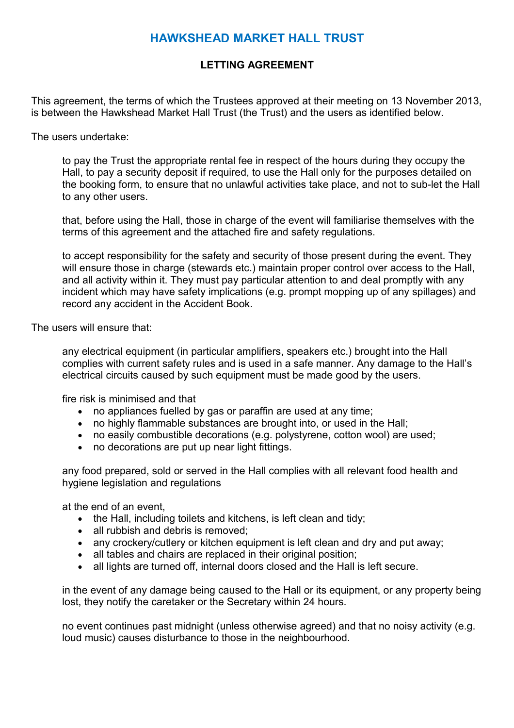# HAWKSHEAD MARKET HALL TRUST

## LETTING AGREEMENT

This agreement, the terms of which the Trustees approved at their meeting on 13 November 2013, is between the Hawkshead Market Hall Trust (the Trust) and the users as identified below.

The users undertake:

to pay the Trust the appropriate rental fee in respect of the hours during they occupy the Hall, to pay a security deposit if required, to use the Hall only for the purposes detailed on the booking form, to ensure that no unlawful activities take place, and not to sub-let the Hall to any other users.

that, before using the Hall, those in charge of the event will familiarise themselves with the terms of this agreement and the attached fire and safety regulations.

to accept responsibility for the safety and security of those present during the event. They will ensure those in charge (stewards etc.) maintain proper control over access to the Hall, and all activity within it. They must pay particular attention to and deal promptly with any incident which may have safety implications (e.g. prompt mopping up of any spillages) and record any accident in the Accident Book.

The users will ensure that:

any electrical equipment (in particular amplifiers, speakers etc.) brought into the Hall complies with current safety rules and is used in a safe manner. Any damage to the Hall's electrical circuits caused by such equipment must be made good by the users.

fire risk is minimised and that

- no appliances fuelled by gas or paraffin are used at any time;
- no highly flammable substances are brought into, or used in the Hall;
- no easily combustible decorations (e.g. polystyrene, cotton wool) are used;
- no decorations are put up near light fittings.

any food prepared, sold or served in the Hall complies with all relevant food health and hygiene legislation and regulations

at the end of an event,

- the Hall, including toilets and kitchens, is left clean and tidy;
- all rubbish and debris is removed;
- any crockery/cutlery or kitchen equipment is left clean and dry and put away;
- all tables and chairs are replaced in their original position;
- all lights are turned off, internal doors closed and the Hall is left secure.

in the event of any damage being caused to the Hall or its equipment, or any property being lost, they notify the caretaker or the Secretary within 24 hours.

no event continues past midnight (unless otherwise agreed) and that no noisy activity (e.g. loud music) causes disturbance to those in the neighbourhood.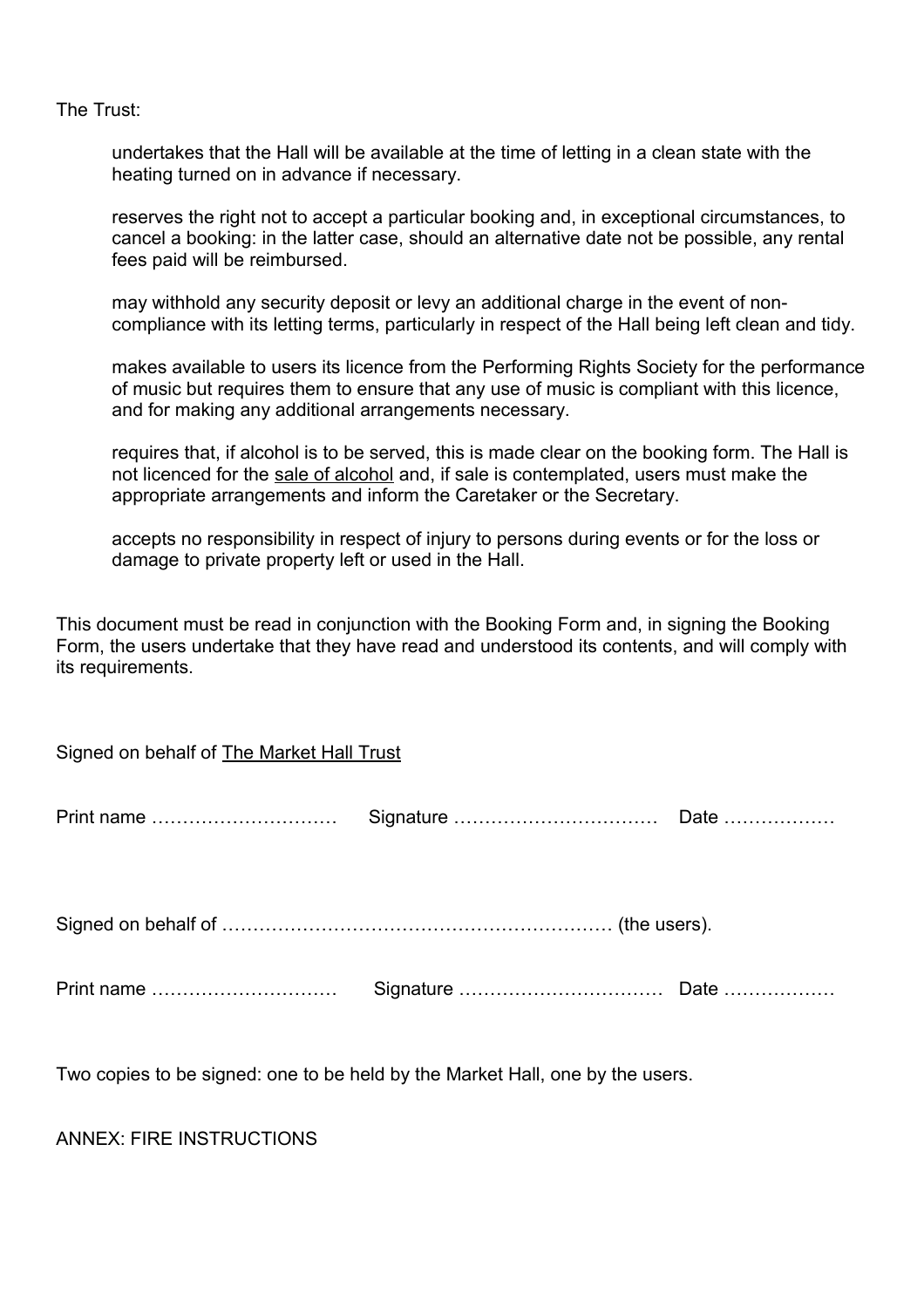The Trust:

undertakes that the Hall will be available at the time of letting in a clean state with the heating turned on in advance if necessary.

reserves the right not to accept a particular booking and, in exceptional circumstances, to cancel a booking: in the latter case, should an alternative date not be possible, any rental fees paid will be reimbursed.

may withhold any security deposit or levy an additional charge in the event of non-compliance with its letting terms, particularly in respect of the Hall being left clean and tidy.

makes available to users its licence from the Performing Rights Society for the performance of music but requires them to ensure that any use of music is compliant with this licence, and for making any additional arrangements necessary.

requires that, if alcohol is to be served, this is made clear on the booking form. The Hall is not licenced for the sale of alcohol and, if sale is contemplated, users must make the appropriate arrangements and inform the Caretaker or the Secretary.

accepts no responsibility in respect of injury to persons during events or for the loss or damage to private property left or used in the Hall.

This document must be read in conjunction with the Booking Form and, in signing the Booking Form, the users undertake that they have read and understood its contents, and will comply with its requirements.

Signed on behalf of The Market Hall Trust

Print name ………………………… Signature …………………………… Date ………………

Signed on behalf of ……………………………………………………… (the users).

Print name ………………………… Signature …………………………… Date ………………

Two copies to be signed: one to be held by the Market Hall, one by the users.

ANNEX: FIRE INSTRUCTIONS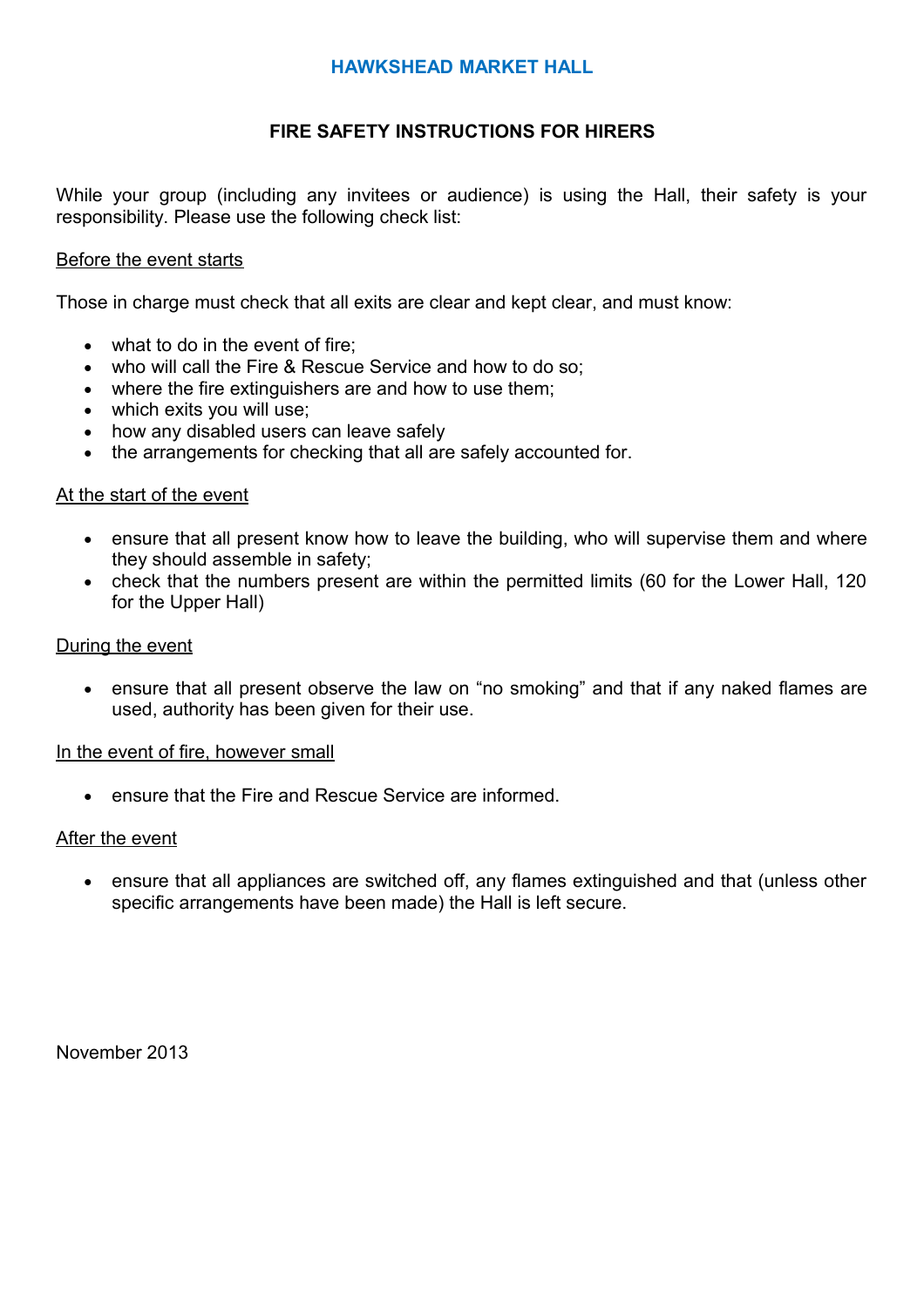# HAWKSHEAD MARKET HALL

## FIRE SAFETY INSTRUCTIONS FOR HIRERS

While your group (including any invitees or audience) is using the Hall, their safety is your responsibility. Please use the following check list:

### Before the event starts

Those in charge must check that all exits are clear and kept clear, and must know:

- what to do in the event of fire;
- who will call the Fire & Rescue Service and how to do so;
- where the fire extinguishers are and how to use them;
- which exits you will use;
- how any disabled users can leave safely
- the arrangements for checking that all are safely accounted for.

### At the start of the event

- ensure that all present know how to leave the building, who will supervise them and where they should assemble in safety;
- check that the numbers present are within the permitted limits (60 for the Lower Hall, 120 for the Upper Hall)

### During the event

- ensure that all present observe the law on "no smoking" and that if any naked flames are used, authority has been given for their use.

### In the event of fire, however small

- ensure that the Fire and Rescue Service are informed.

### After the event

- ensure that all appliances are switched off, any flames extinguished and that (unless other specific arrangements have been made) the Hall is left secure.

November 2013